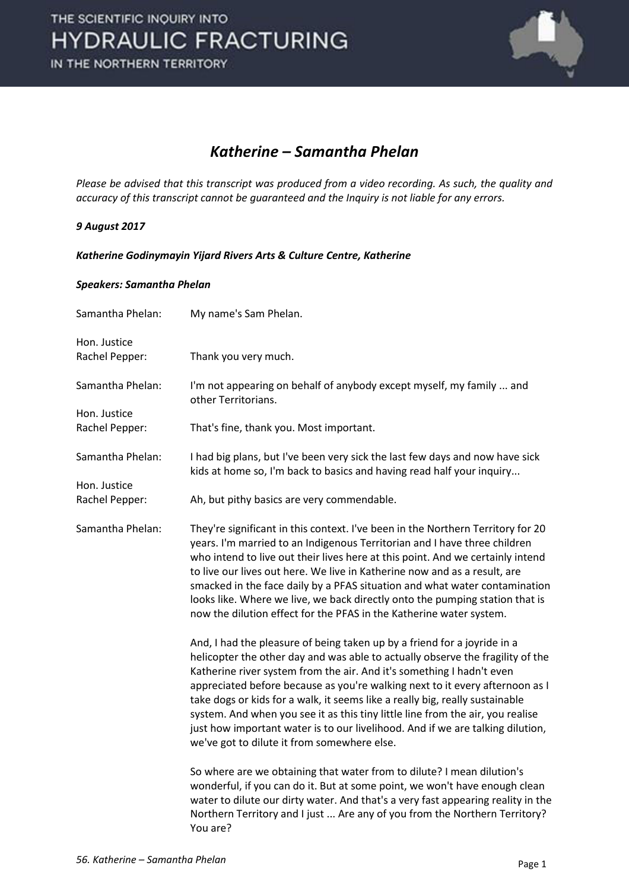# *Katherine – Samantha Phelan*

*Please be advised that this transcript was produced from a video recording. As such, the quality and accuracy of this transcript cannot be guaranteed and the Inquiry is not liable for any errors.*

***9 August 2017***

***Katherine Godinymayin Yijard Rivers Arts & Culture Centre, Katherine***

***Speakers: Samantha Phelan***

| | |
|---|---|
| Samantha Phelan: | My name's Sam Phelan. |
| Hon. Justice Rachel Pepper: | Thank you very much. |
| Samantha Phelan: | I'm not appearing on behalf of anybody except myself, my family ... and other Territorians. |
| Hon. Justice Rachel Pepper: | That's fine, thank you. Most important. |
| Samantha Phelan: | I had big plans, but I've been very sick the last few days and now have sick kids at home so, I'm back to basics and having read half your inquiry... |
| Hon. Justice Rachel Pepper: | Ah, but pithy basics are very commendable. |
| Samantha Phelan: | They're significant in this context. I've been in the Northern Territory for 20 years. I'm married to an Indigenous Territorian and I have three children who intend to live out their lives here at this point. And we certainly intend to live our lives out here. We live in Katherine now and as a result, are smacked in the face daily by a PFAS situation and what water contamination looks like. Where we live, we back directly onto the pumping station that is now the dilution effect for the PFAS in the Katherine water system.<br><br>And, I had the pleasure of being taken up by a friend for a joyride in a helicopter the other day and was able to actually observe the fragility of the Katherine river system from the air. And it's something I hadn't even appreciated before because as you're walking next to it every afternoon as I take dogs or kids for a walk, it seems like a really big, really sustainable system. And when you see it as this tiny little line from the air, you realise just how important water is to our livelihood. And if we are talking dilution, we've got to dilute it from somewhere else.<br><br>So where are we obtaining that water from to dilute? I mean dilution's wonderful, if you can do it. But at some point, we won't have enough clean water to dilute our dirty water. And that's a very fast appearing reality in the Northern Territory and I just ... Are any of you from the Northern Territory? You are? |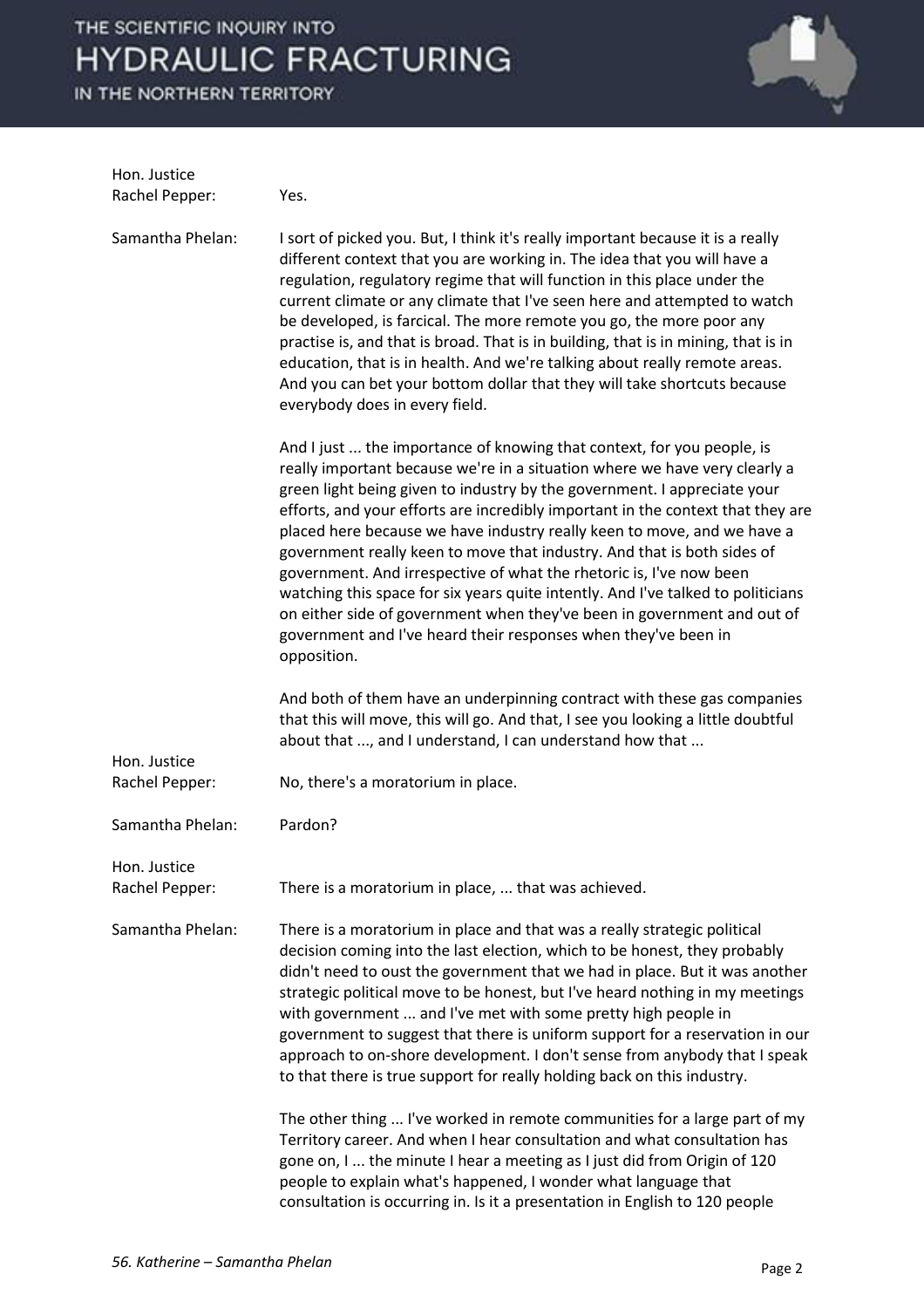**Hon. Justice Rachel Pepper:** Yes.

**Samantha Phelan:** I sort of picked you. But, I think it's really important because it is a really different context that you are working in. The idea that you will have a regulation, regulatory regime that will function in this place under the current climate or any climate that I've seen here and attempted to watch be developed, is farcical. The more remote you go, the more poor any practise is, and that is broad. That is in building, that is in mining, that is in education, that is in health. And we're talking about really remote areas. And you can bet your bottom dollar that they will take shortcuts because everybody does in every field.

And I just ... the importance of knowing that context, for you people, is really important because we're in a situation where we have very clearly a green light being given to industry by the government. I appreciate your efforts, and your efforts are incredibly important in the context that they are placed here because we have industry really keen to move, and we have a government really keen to move that industry. And that is both sides of government. And irrespective of what the rhetoric is, I've now been watching this space for six years quite intently. And I've talked to politicians on either side of government when they've been in government and out of government and I've heard their responses when they've been in opposition.

And both of them have an underpinning contract with these gas companies that this will move, this will go. And that, I see you looking a little doubtful about that ..., and I understand, I can understand how that ...

**Hon. Justice Rachel Pepper:** No, there's a moratorium in place.

**Samantha Phelan:** Pardon?

**Hon. Justice Rachel Pepper:** There is a moratorium in place, ... that was achieved.

**Samantha Phelan:** There is a moratorium in place and that was a really strategic political decision coming into the last election, which to be honest, they probably didn't need to oust the government that we had in place. But it was another strategic political move to be honest, but I've heard nothing in my meetings with government ... and I've met with some pretty high people in government to suggest that there is uniform support for a reservation in our approach to on-shore development. I don't sense from anybody that I speak to that there is true support for really holding back on this industry.

The other thing ... I've worked in remote communities for a large part of my Territory career. And when I hear consultation and what consultation has gone on, I ... the minute I hear a meeting as I just did from Origin of 120 people to explain what's happened, I wonder what language that consultation is occurring in. Is it a presentation in English to 120 people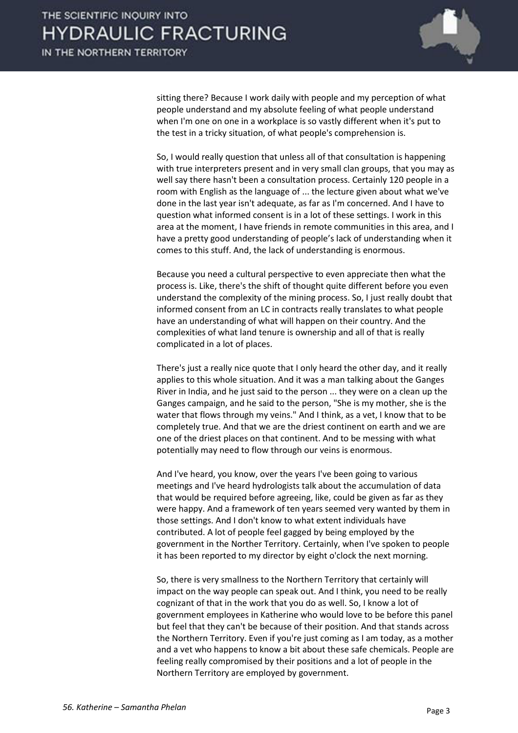sitting there? Because I work daily with people and my perception of what people understand and my absolute feeling of what people understand when I'm one on one in a workplace is so vastly different when it's put to the test in a tricky situation, of what people's comprehension is.

So, I would really question that unless all of that consultation is happening with true interpreters present and in very small clan groups, that you may as well say there hasn't been a consultation process. Certainly 120 people in a room with English as the language of ... the lecture given about what we've done in the last year isn't adequate, as far as I'm concerned. And I have to question what informed consent is in a lot of these settings. I work in this area at the moment, I have friends in remote communities in this area, and I have a pretty good understanding of people's lack of understanding when it comes to this stuff. And, the lack of understanding is enormous.

Because you need a cultural perspective to even appreciate then what the process is. Like, there's the shift of thought quite different before you even understand the complexity of the mining process. So, I just really doubt that informed consent from an LC in contracts really translates to what people have an understanding of what will happen on their country. And the complexities of what land tenure is ownership and all of that is really complicated in a lot of places.

There's just a really nice quote that I only heard the other day, and it really applies to this whole situation. And it was a man talking about the Ganges River in India, and he just said to the person ... they were on a clean up the Ganges campaign, and he said to the person, "She is my mother, she is the water that flows through my veins." And I think, as a vet, I know that to be completely true. And that we are the driest continent on earth and we are one of the driest places on that continent. And to be messing with what potentially may need to flow through our veins is enormous.

And I've heard, you know, over the years I've been going to various meetings and I've heard hydrologists talk about the accumulation of data that would be required before agreeing, like, could be given as far as they were happy. And a framework of ten years seemed very wanted by them in those settings. And I don't know to what extent individuals have contributed. A lot of people feel gagged by being employed by the government in the Norther Territory. Certainly, when I've spoken to people it has been reported to my director by eight o'clock the next morning.

So, there is very smallness to the Northern Territory that certainly will impact on the way people can speak out. And I think, you need to be really cognizant of that in the work that you do as well. So, I know a lot of government employees in Katherine who would love to be before this panel but feel that they can't be because of their position. And that stands across the Northern Territory. Even if you're just coming as I am today, as a mother and a vet who happens to know a bit about these safe chemicals. People are feeling really compromised by their positions and a lot of people in the Northern Territory are employed by government.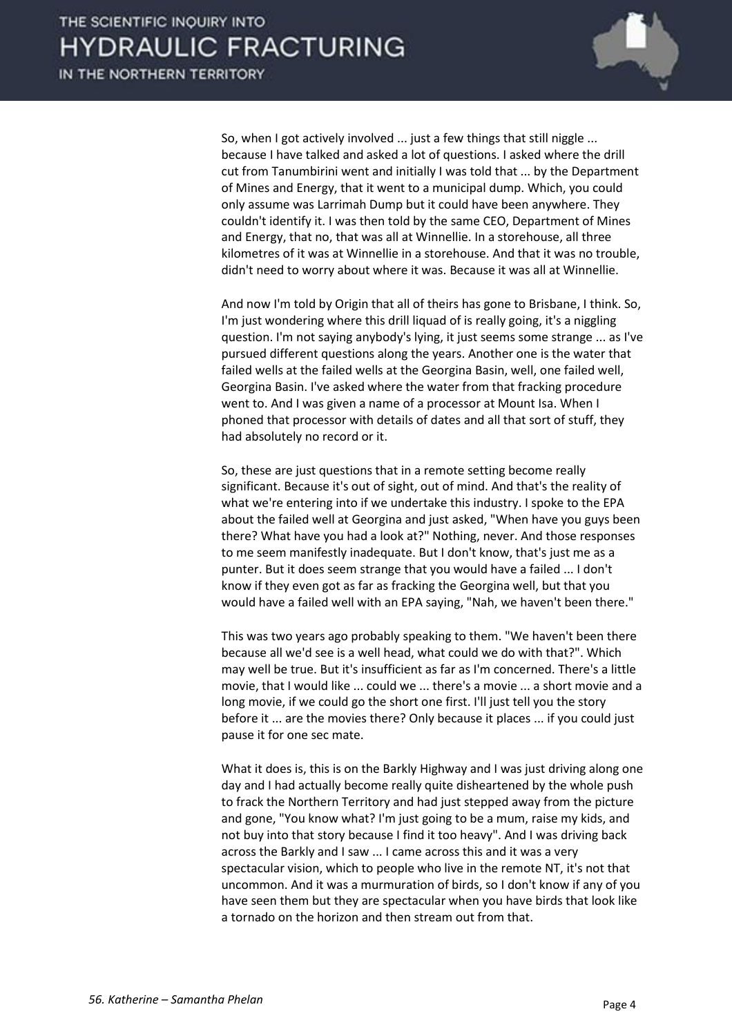So, when I got actively involved ... just a few things that still niggle ... because I have talked and asked a lot of questions. I asked where the drill cut from Tanumbirini went and initially I was told that ... by the Department of Mines and Energy, that it went to a municipal dump. Which, you could only assume was Larrimah Dump but it could have been anywhere. They couldn't identify it. I was then told by the same CEO, Department of Mines and Energy, that no, that was all at Winnellie. In a storehouse, all three kilometres of it was at Winnellie in a storehouse. And that it was no trouble, didn't need to worry about where it was. Because it was all at Winnellie.

And now I'm told by Origin that all of theirs has gone to Brisbane, I think. So, I'm just wondering where this drill liquad of is really going, it's a niggling question. I'm not saying anybody's lying, it just seems some strange ... as I've pursued different questions along the years. Another one is the water that failed wells at the failed wells at the Georgina Basin, well, one failed well, Georgina Basin. I've asked where the water from that fracking procedure went to. And I was given a name of a processor at Mount Isa. When I phoned that processor with details of dates and all that sort of stuff, they had absolutely no record or it.

So, these are just questions that in a remote setting become really significant. Because it's out of sight, out of mind. And that's the reality of what we're entering into if we undertake this industry. I spoke to the EPA about the failed well at Georgina and just asked, "When have you guys been there? What have you had a look at?" Nothing, never. And those responses to me seem manifestly inadequate. But I don't know, that's just me as a punter. But it does seem strange that you would have a failed ... I don't know if they even got as far as fracking the Georgina well, but that you would have a failed well with an EPA saying, "Nah, we haven't been there."

This was two years ago probably speaking to them. "We haven't been there because all we'd see is a well head, what could we do with that?". Which may well be true. But it's insufficient as far as I'm concerned. There's a little movie, that I would like ... could we ... there's a movie ... a short movie and a long movie, if we could go the short one first. I'll just tell you the story before it ... are the movies there? Only because it places ... if you could just pause it for one sec mate.

What it does is, this is on the Barkly Highway and I was just driving along one day and I had actually become really quite disheartened by the whole push to frack the Northern Territory and had just stepped away from the picture and gone, "You know what? I'm just going to be a mum, raise my kids, and not buy into that story because I find it too heavy". And I was driving back across the Barkly and I saw ... I came across this and it was a very spectacular vision, which to people who live in the remote NT, it's not that uncommon. And it was a murmuration of birds, so I don't know if any of you have seen them but they are spectacular when you have birds that look like a tornado on the horizon and then stream out from that.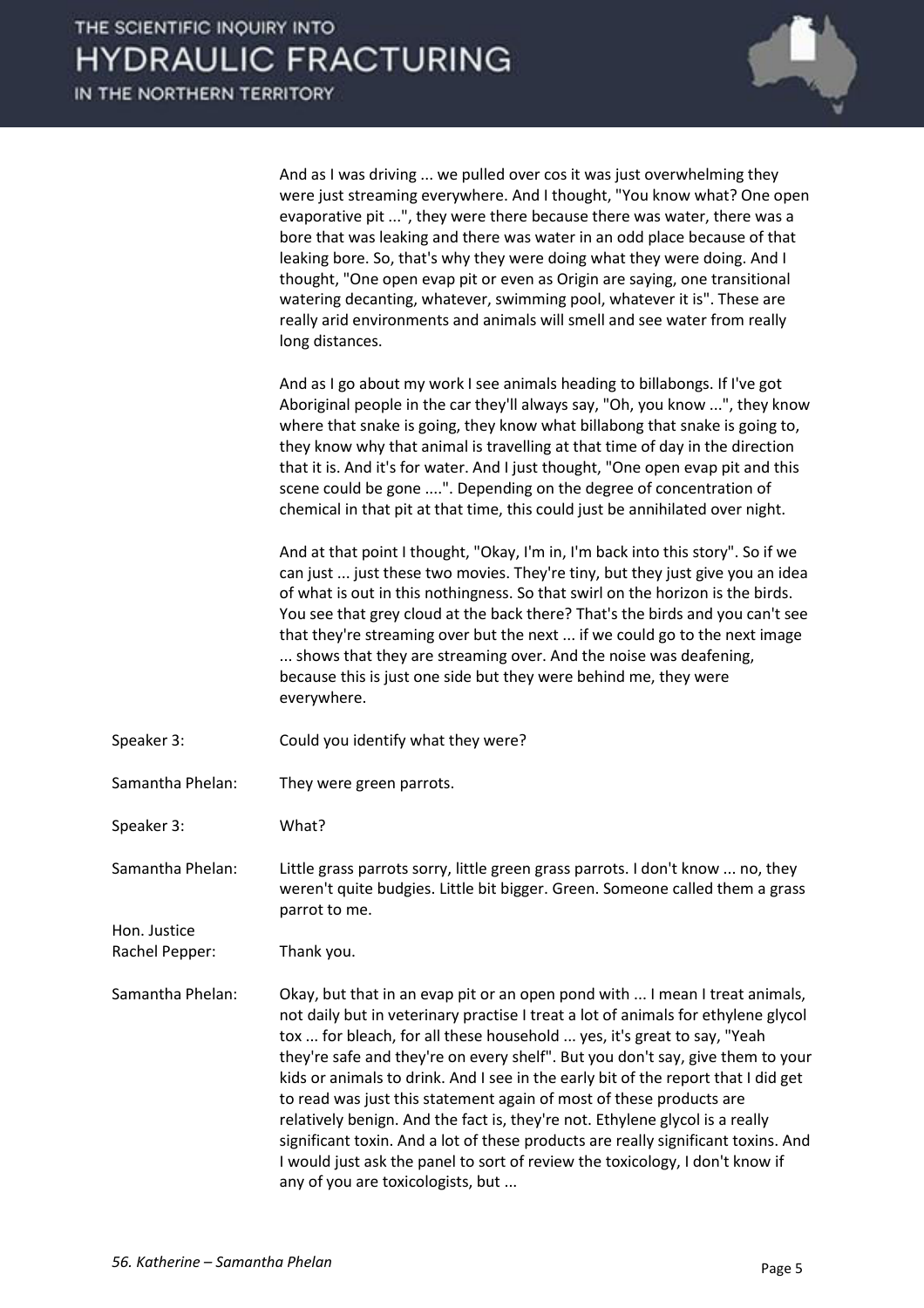And as I was driving ... we pulled over cos it was just overwhelming they were just streaming everywhere. And I thought, "You know what? One open evaporative pit ...", they were there because there was water, there was a bore that was leaking and there was water in an odd place because of that leaking bore. So, that's why they were doing what they were doing. And I thought, "One open evap pit or even as Origin are saying, one transitional watering decanting, whatever, swimming pool, whatever it is". These are really arid environments and animals will smell and see water from really long distances.

And as I go about my work I see animals heading to billabongs. If I've got Aboriginal people in the car they'll always say, "Oh, you know ...", they know where that snake is going, they know what billabong that snake is going to, they know why that animal is travelling at that time of day in the direction that it is. And it's for water. And I just thought, "One open evap pit and this scene could be gone ....". Depending on the degree of concentration of chemical in that pit at that time, this could just be annihilated over night.

And at that point I thought, "Okay, I'm in, I'm back into this story". So if we can just ... just these two movies. They're tiny, but they just give you an idea of what is out in this nothingness. So that swirl on the horizon is the birds. You see that grey cloud at the back there? That's the birds and you can't see that they're streaming over but the next ... if we could go to the next image ... shows that they are streaming over. And the noise was deafening, because this is just one side but they were behind me, they were everywhere.

Speaker 3: Could you identify what they were?

Samantha Phelan: They were green parrots.

Speaker 3: What?

Samantha Phelan: Little grass parrots sorry, little green grass parrots. I don't know ... no, they weren't quite budgies. Little bit bigger. Green. Someone called them a grass parrot to me.

Hon. Justice Rachel Pepper: Thank you.

Samantha Phelan: Okay, but that in an evap pit or an open pond with ... I mean I treat animals, not daily but in veterinary practise I treat a lot of animals for ethylene glycol tox ... for bleach, for all these household ... yes, it's great to say, "Yeah they're safe and they're on every shelf". But you don't say, give them to your kids or animals to drink. And I see in the early bit of the report that I did get to read was just this statement again of most of these products are relatively benign. And the fact is, they're not. Ethylene glycol is a really significant toxin. And a lot of these products are really significant toxins. And I would just ask the panel to sort of review the toxicology, I don't know if any of you are toxicologists, but ...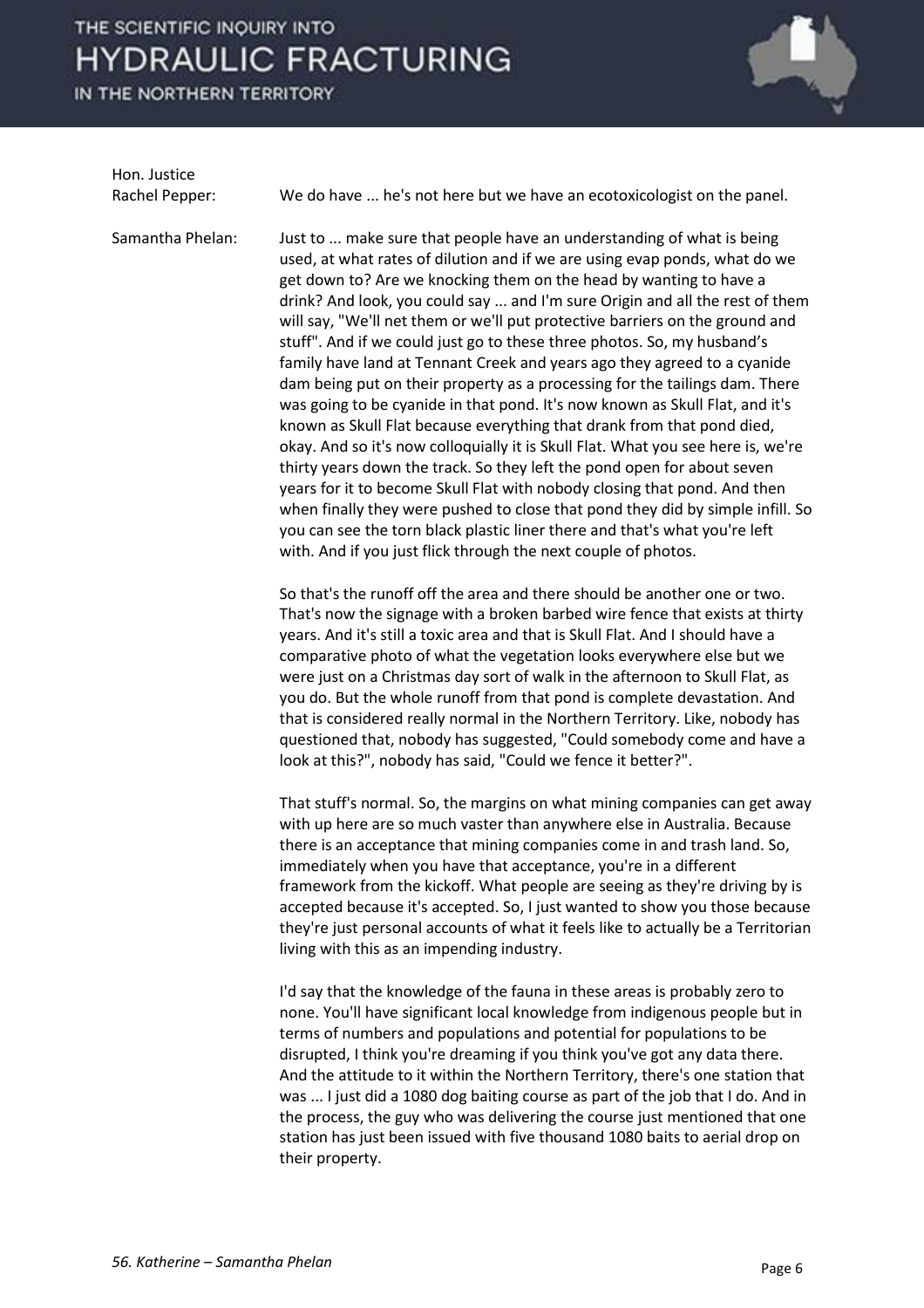**Hon. Justice Rachel Pepper:** We do have ... he's not here but we have an ecotoxicologist on the panel.

**Samantha Phelan:** Just to ... make sure that people have an understanding of what is being used, at what rates of dilution and if we are using evap ponds, what do we get down to? Are we knocking them on the head by wanting to have a drink? And look, you could say ... and I'm sure Origin and all the rest of them will say, "We'll net them or we'll put protective barriers on the ground and stuff". And if we could just go to these three photos. So, my husband's family have land at Tennant Creek and years ago they agreed to a cyanide dam being put on their property as a processing for the tailings dam. There was going to be cyanide in that pond. It's now known as Skull Flat, and it's known as Skull Flat because everything that drank from that pond died, okay. And so it's now colloquially it is Skull Flat. What you see here is, we're thirty years down the track. So they left the pond open for about seven years for it to become Skull Flat with nobody closing that pond. And then when finally they were pushed to close that pond they did by simple infill. So you can see the torn black plastic liner there and that's what you're left with. And if you just flick through the next couple of photos.

So that's the runoff off the area and there should be another one or two. That's now the signage with a broken barbed wire fence that exists at thirty years. And it's still a toxic area and that is Skull Flat. And I should have a comparative photo of what the vegetation looks everywhere else but we were just on a Christmas day sort of walk in the afternoon to Skull Flat, as you do. But the whole runoff from that pond is complete devastation. And that is considered really normal in the Northern Territory. Like, nobody has questioned that, nobody has suggested, "Could somebody come and have a look at this?", nobody has said, "Could we fence it better?".

That stuff's normal. So, the margins on what mining companies can get away with up here are so much vaster than anywhere else in Australia. Because there is an acceptance that mining companies come in and trash land. So, immediately when you have that acceptance, you're in a different framework from the kickoff. What people are seeing as they're driving by is accepted because it's accepted. So, I just wanted to show you those because they're just personal accounts of what it feels like to actually be a Territorian living with this as an impending industry.

I'd say that the knowledge of the fauna in these areas is probably zero to none. You'll have significant local knowledge from indigenous people but in terms of numbers and populations and potential for populations to be disrupted, I think you're dreaming if you think you've got any data there. And the attitude to it within the Northern Territory, there's one station that was ... I just did a 1080 dog baiting course as part of the job that I do. And in the process, the guy who was delivering the course just mentioned that one station has just been issued with five thousand 1080 baits to aerial drop on their property.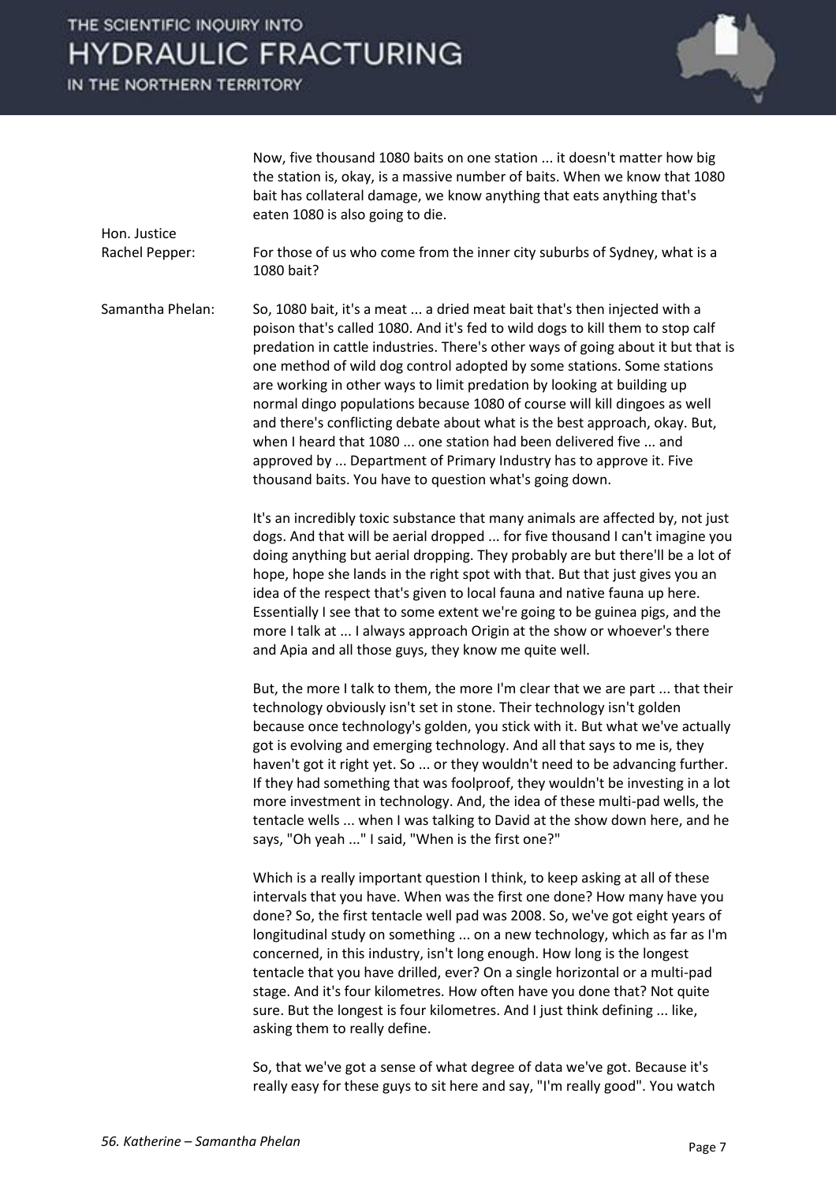Now, five thousand 1080 baits on one station ... it doesn't matter how big the station is, okay, is a massive number of baits. When we know that 1080 bait has collateral damage, we know anything that eats anything that's eaten 1080 is also going to die.

**Hon. Justice Rachel Pepper:** For those of us who come from the inner city suburbs of Sydney, what is a 1080 bait?

**Samantha Phelan:** So, 1080 bait, it's a meat ... a dried meat bait that's then injected with a poison that's called 1080. And it's fed to wild dogs to kill them to stop calf predation in cattle industries. There's other ways of going about it but that is one method of wild dog control adopted by some stations. Some stations are working in other ways to limit predation by looking at building up normal dingo populations because 1080 of course will kill dingoes as well and there's conflicting debate about what is the best approach, okay. But, when I heard that 1080 ... one station had been delivered five ... and approved by ... Department of Primary Industry has to approve it. Five thousand baits. You have to question what's going down.

It's an incredibly toxic substance that many animals are affected by, not just dogs. And that will be aerial dropped ... for five thousand I can't imagine you doing anything but aerial dropping. They probably are but there'll be a lot of hope, hope she lands in the right spot with that. But that just gives you an idea of the respect that's given to local fauna and native fauna up here. Essentially I see that to some extent we're going to be guinea pigs, and the more I talk at ... I always approach Origin at the show or whoever's there and Apia and all those guys, they know me quite well.

But, the more I talk to them, the more I'm clear that we are part ... that their technology obviously isn't set in stone. Their technology isn't golden because once technology's golden, you stick with it. But what we've actually got is evolving and emerging technology. And all that says to me is, they haven't got it right yet. So ... or they wouldn't need to be advancing further. If they had something that was foolproof, they wouldn't be investing in a lot more investment in technology. And, the idea of these multi-pad wells, the tentacle wells ... when I was talking to David at the show down here, and he says, "Oh yeah ..." I said, "When is the first one?"

Which is a really important question I think, to keep asking at all of these intervals that you have. When was the first one done? How many have you done? So, the first tentacle well pad was 2008. So, we've got eight years of longitudinal study on something ... on a new technology, which as far as I'm concerned, in this industry, isn't long enough. How long is the longest tentacle that you have drilled, ever? On a single horizontal or a multi-pad stage. And it's four kilometres. How often have you done that? Not quite sure. But the longest is four kilometres. And I just think defining ... like, asking them to really define.

So, that we've got a sense of what degree of data we've got. Because it's really easy for these guys to sit here and say, "I'm really good". You watch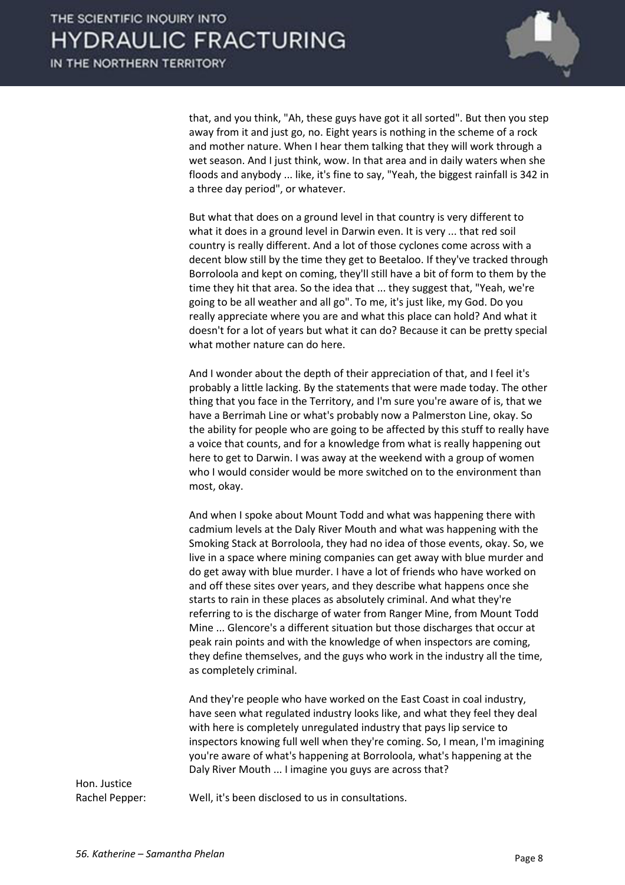that, and you think, "Ah, these guys have got it all sorted". But then you step away from it and just go, no. Eight years is nothing in the scheme of a rock and mother nature. When I hear them talking that they will work through a wet season. And I just think, wow. In that area and in daily waters when she floods and anybody ... like, it's fine to say, "Yeah, the biggest rainfall is 342 in a three day period", or whatever.

But what that does on a ground level in that country is very different to what it does in a ground level in Darwin even. It is very ... that red soil country is really different. And a lot of those cyclones come across with a decent blow still by the time they get to Beetaloo. If they've tracked through Borroloola and kept on coming, they'll still have a bit of form to them by the time they hit that area. So the idea that ... they suggest that, "Yeah, we're going to be all weather and all go". To me, it's just like, my God. Do you really appreciate where you are and what this place can hold? And what it doesn't for a lot of years but what it can do? Because it can be pretty special what mother nature can do here.

And I wonder about the depth of their appreciation of that, and I feel it's probably a little lacking. By the statements that were made today. The other thing that you face in the Territory, and I'm sure you're aware of is, that we have a Berrimah Line or what's probably now a Palmerston Line, okay. So the ability for people who are going to be affected by this stuff to really have a voice that counts, and for a knowledge from what is really happening out here to get to Darwin. I was away at the weekend with a group of women who I would consider would be more switched on to the environment than most, okay.

And when I spoke about Mount Todd and what was happening there with cadmium levels at the Daly River Mouth and what was happening with the Smoking Stack at Borroloola, they had no idea of those events, okay. So, we live in a space where mining companies can get away with blue murder and do get away with blue murder. I have a lot of friends who have worked on and off these sites over years, and they describe what happens once she starts to rain in these places as absolutely criminal. And what they're referring to is the discharge of water from Ranger Mine, from Mount Todd Mine ... Glencore's a different situation but those discharges that occur at peak rain points and with the knowledge of when inspectors are coming, they define themselves, and the guys who work in the industry all the time, as completely criminal.

And they're people who have worked on the East Coast in coal industry, have seen what regulated industry looks like, and what they feel they deal with here is completely unregulated industry that pays lip service to inspectors knowing full well when they're coming. So, I mean, I'm imagining you're aware of what's happening at Borroloola, what's happening at the Daly River Mouth ... I imagine you guys are across that?

Hon. Justice Rachel Pepper: Well, it's been disclosed to us in consultations.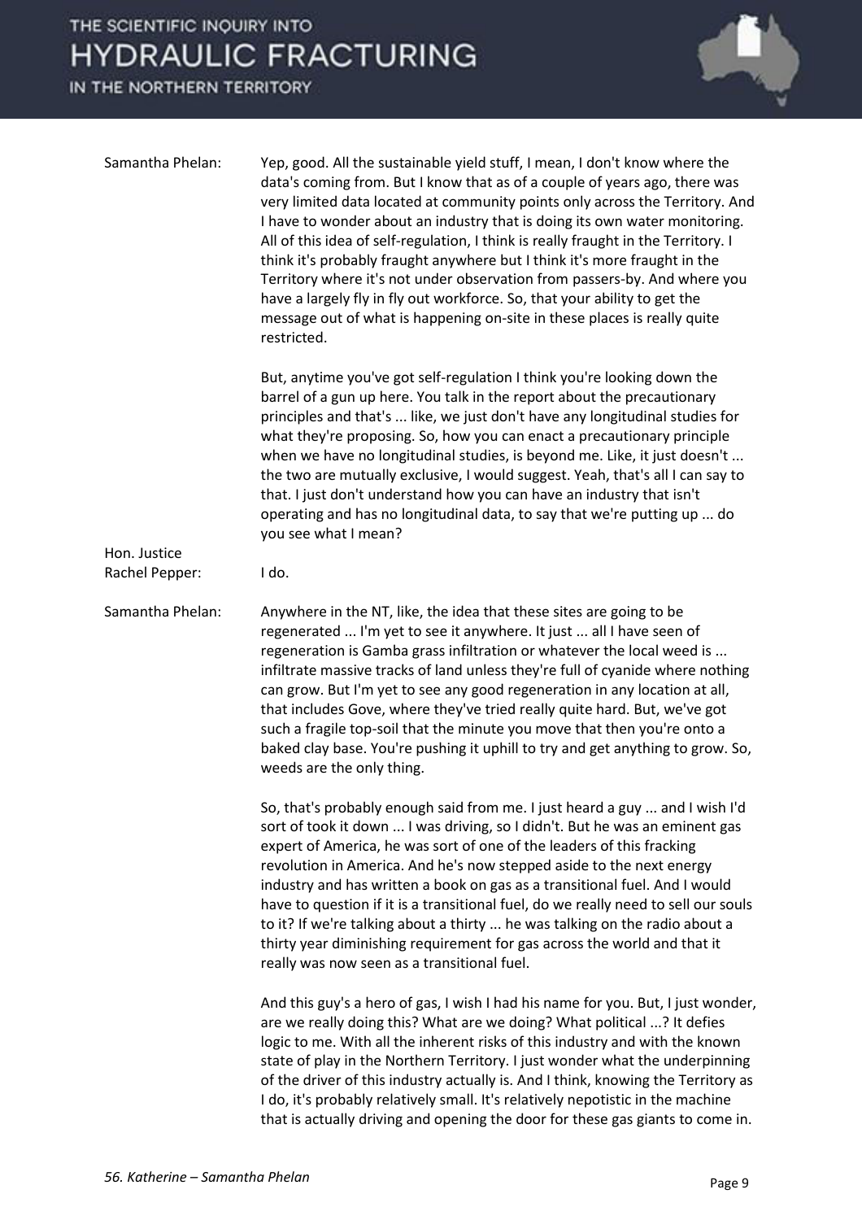**Samantha Phelan:** Yep, good. All the sustainable yield stuff, I mean, I don't know where the data's coming from. But I know that as of a couple of years ago, there was very limited data located at community points only across the Territory. And I have to wonder about an industry that is doing its own water monitoring. All of this idea of self-regulation, I think is really fraught in the Territory. I think it's probably fraught anywhere but I think it's more fraught in the Territory where it's not under observation from passers-by. And where you have a largely fly in fly out workforce. So, that your ability to get the message out of what is happening on-site in these places is really quite restricted.

But, anytime you've got self-regulation I think you're looking down the barrel of a gun up here. You talk in the report about the precautionary principles and that's ... like, we just don't have any longitudinal studies for what they're proposing. So, how you can enact a precautionary principle when we have no longitudinal studies, is beyond me. Like, it just doesn't ... the two are mutually exclusive, I would suggest. Yeah, that's all I can say to that. I just don't understand how you can have an industry that isn't operating and has no longitudinal data, to say that we're putting up ... do you see what I mean?

**Hon. Justice Rachel Pepper:** I do.

**Samantha Phelan:** Anywhere in the NT, like, the idea that these sites are going to be regenerated ... I'm yet to see it anywhere. It just ... all I have seen of regeneration is Gamba grass infiltration or whatever the local weed is ... infiltrate massive tracks of land unless they're full of cyanide where nothing can grow. But I'm yet to see any good regeneration in any location at all, that includes Gove, where they've tried really quite hard. But, we've got such a fragile top-soil that the minute you move that then you're onto a baked clay base. You're pushing it uphill to try and get anything to grow. So, weeds are the only thing.

So, that's probably enough said from me. I just heard a guy ... and I wish I'd sort of took it down ... I was driving, so I didn't. But he was an eminent gas expert of America, he was sort of one of the leaders of this fracking revolution in America. And he's now stepped aside to the next energy industry and has written a book on gas as a transitional fuel. And I would have to question if it is a transitional fuel, do we really need to sell our souls to it? If we're talking about a thirty ... he was talking on the radio about a thirty year diminishing requirement for gas across the world and that it really was now seen as a transitional fuel.

And this guy's a hero of gas, I wish I had his name for you. But, I just wonder, are we really doing this? What are we doing? What political ...? It defies logic to me. With all the inherent risks of this industry and with the known state of play in the Northern Territory. I just wonder what the underpinning of the driver of this industry actually is. And I think, knowing the Territory as I do, it's probably relatively small. It's relatively nepotistic in the machine that is actually driving and opening the door for these gas giants to come in.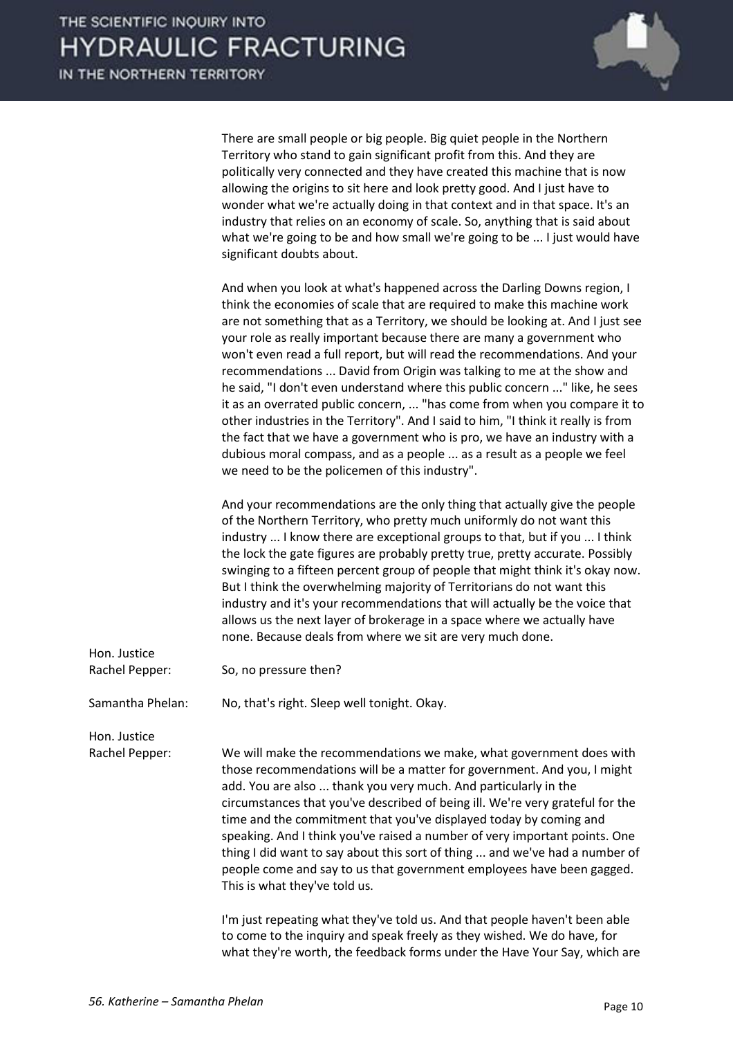There are small people or big people. Big quiet people in the Northern Territory who stand to gain significant profit from this. And they are politically very connected and they have created this machine that is now allowing the origins to sit here and look pretty good. And I just have to wonder what we're actually doing in that context and in that space. It's an industry that relies on an economy of scale. So, anything that is said about what we're going to be and how small we're going to be ... I just would have significant doubts about.

And when you look at what's happened across the Darling Downs region, I think the economies of scale that are required to make this machine work are not something that as a Territory, we should be looking at. And I just see your role as really important because there are many a government who won't even read a full report, but will read the recommendations. And your recommendations ... David from Origin was talking to me at the show and he said, "I don't even understand where this public concern ..." like, he sees it as an overrated public concern, ... "has come from when you compare it to other industries in the Territory". And I said to him, "I think it really is from the fact that we have a government who is pro, we have an industry with a dubious moral compass, and as a people ... as a result as a people we feel we need to be the policemen of this industry".

And your recommendations are the only thing that actually give the people of the Northern Territory, who pretty much uniformly do not want this industry ... I know there are exceptional groups to that, but if you ... I think the lock the gate figures are probably pretty true, pretty accurate. Possibly swinging to a fifteen percent group of people that might think it's okay now. But I think the overwhelming majority of Territorians do not want this industry and it's your recommendations that will actually be the voice that allows us the next layer of brokerage in a space where we actually have none. Because deals from where we sit are very much done.

**Hon. Justice Rachel Pepper:** So, no pressure then?

**Samantha Phelan:** No, that's right. Sleep well tonight. Okay.

**Hon. Justice Rachel Pepper:** We will make the recommendations we make, what government does with those recommendations will be a matter for government. And you, I might add. You are also ... thank you very much. And particularly in the circumstances that you've described of being ill. We're very grateful for the time and the commitment that you've displayed today by coming and speaking. And I think you've raised a number of very important points. One thing I did want to say about this sort of thing ... and we've had a number of people come and say to us that government employees have been gagged. This is what they've told us.

I'm just repeating what they've told us. And that people haven't been able to come to the inquiry and speak freely as they wished. We do have, for what they're worth, the feedback forms under the Have Your Say, which are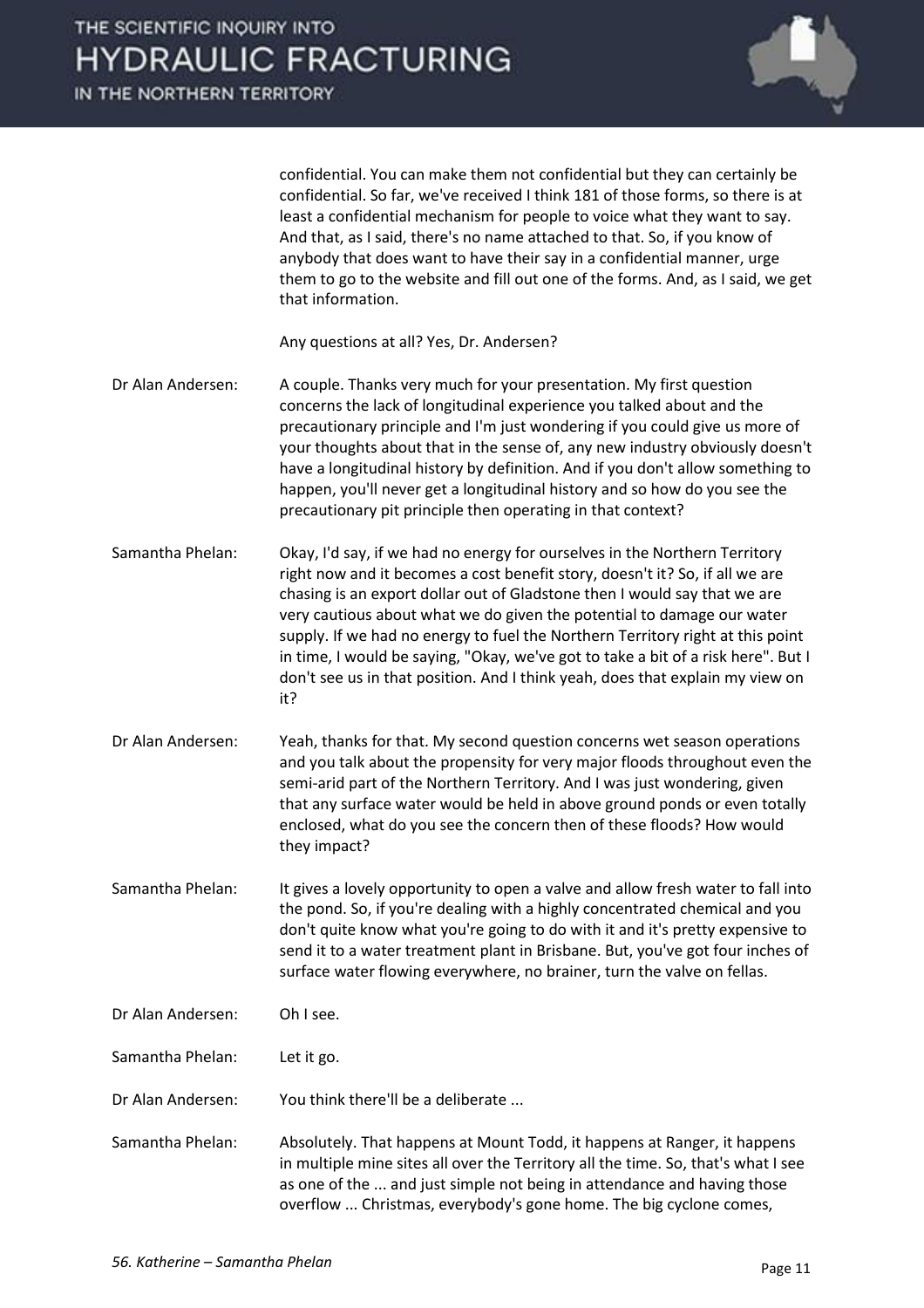confidential. You can make them not confidential but they can certainly be confidential. So far, we've received I think 181 of those forms, so there is at least a confidential mechanism for people to voice what they want to say. And that, as I said, there's no name attached to that. So, if you know of anybody that does want to have their say in a confidential manner, urge them to go to the website and fill out one of the forms. And, as I said, we get that information.

Any questions at all? Yes, Dr. Andersen?

**Dr Alan Andersen:** A couple. Thanks very much for your presentation. My first question concerns the lack of longitudinal experience you talked about and the precautionary principle and I'm just wondering if you could give us more of your thoughts about that in the sense of, any new industry obviously doesn't have a longitudinal history by definition. And if you don't allow something to happen, you'll never get a longitudinal history and so how do you see the precautionary pit principle then operating in that context?

**Samantha Phelan:** Okay, I'd say, if we had no energy for ourselves in the Northern Territory right now and it becomes a cost benefit story, doesn't it? So, if all we are chasing is an export dollar out of Gladstone then I would say that we are very cautious about what we do given the potential to damage our water supply. If we had no energy to fuel the Northern Territory right at this point in time, I would be saying, "Okay, we've got to take a bit of a risk here". But I don't see us in that position. And I think yeah, does that explain my view on it?

**Dr Alan Andersen:** Yeah, thanks for that. My second question concerns wet season operations and you talk about the propensity for very major floods throughout even the semi-arid part of the Northern Territory. And I was just wondering, given that any surface water would be held in above ground ponds or even totally enclosed, what do you see the concern then of these floods? How would they impact?

**Samantha Phelan:** It gives a lovely opportunity to open a valve and allow fresh water to fall into the pond. So, if you're dealing with a highly concentrated chemical and you don't quite know what you're going to do with it and it's pretty expensive to send it to a water treatment plant in Brisbane. But, you've got four inches of surface water flowing everywhere, no brainer, turn the valve on fellas.

**Dr Alan Andersen:** Oh I see.

**Samantha Phelan:** Let it go.

**Dr Alan Andersen:** You think there'll be a deliberate ...

**Samantha Phelan:** Absolutely. That happens at Mount Todd, it happens at Ranger, it happens in multiple mine sites all over the Territory all the time. So, that's what I see as one of the ... and just simple not being in attendance and having those overflow ... Christmas, everybody's gone home. The big cyclone comes,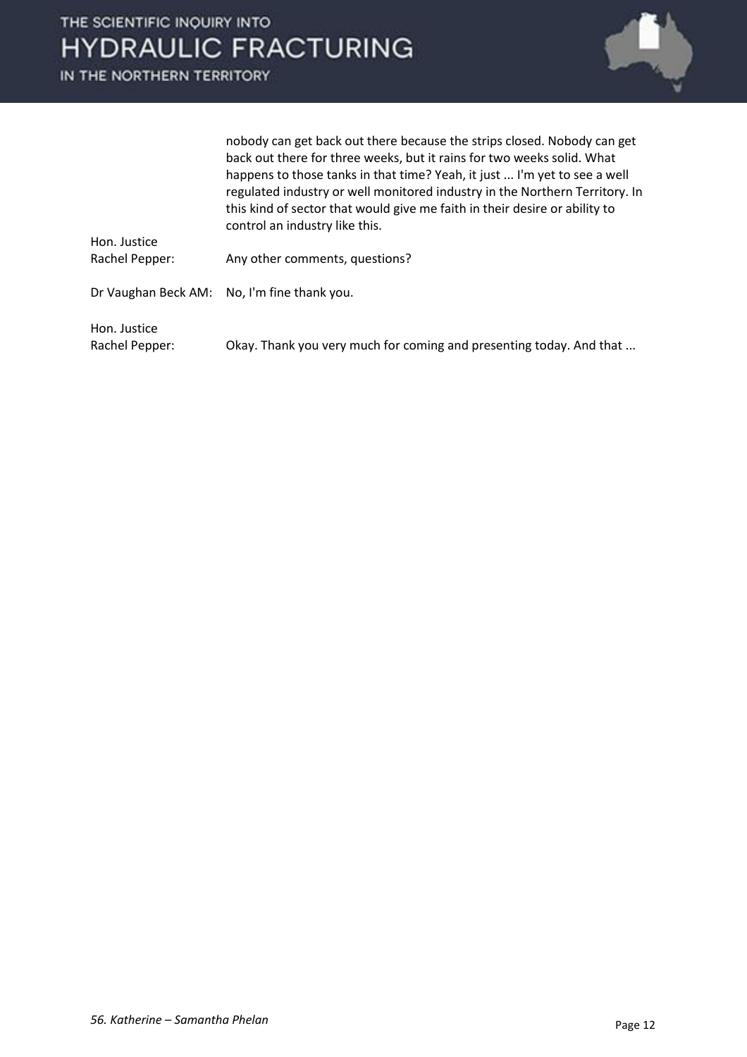|  |  |
|---|---|
|  | nobody can get back out there because the strips closed. Nobody can get back out there for three weeks, but it rains for two weeks solid. What happens to those tanks in that time? Yeah, it just ... I'm yet to see a well regulated industry or well monitored industry in the Northern Territory. In this kind of sector that would give me faith in their desire or ability to control an industry like this. |
| Hon. Justice Rachel Pepper: | Any other comments, questions? |
| Dr Vaughan Beck AM: | No, I'm fine thank you. |
| Hon. Justice Rachel Pepper: | Okay. Thank you very much for coming and presenting today. And that ... |